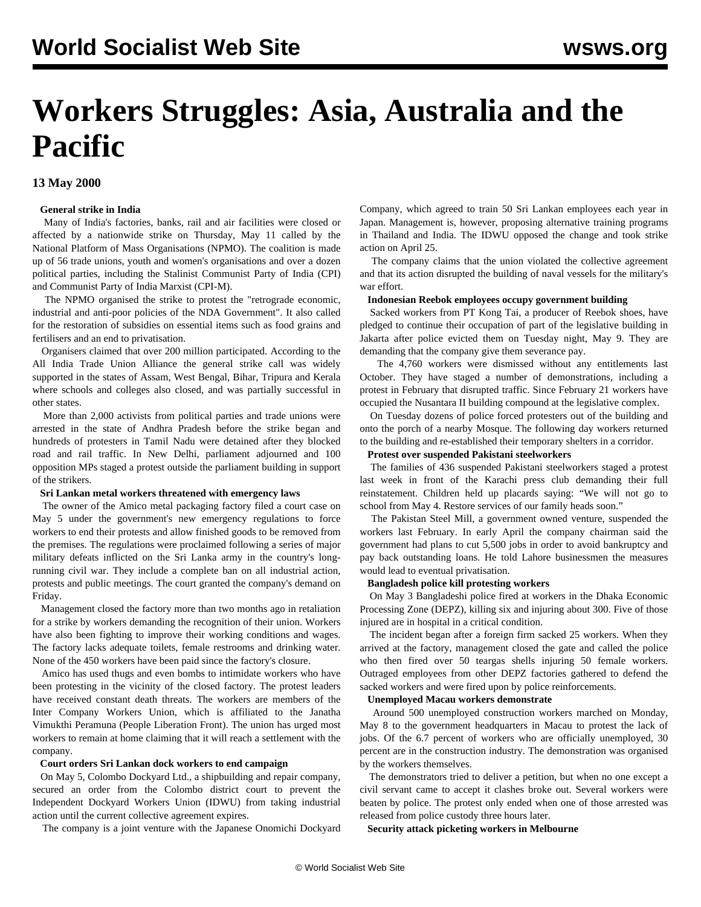# Workers Struggles: Asia, Australia and the Pacific

**13 May 2000**

**General strike in India**

Many of India's factories, banks, rail and air facilities were closed or affected by a nationwide strike on Thursday, May 11 called by the National Platform of Mass Organisations (NPMO). The coalition is made up of 56 trade unions, youth and women's organisations and over a dozen political parties, including the Stalinist Communist Party of India (CPI) and Communist Party of India Marxist (CPI-M).

The NPMO organised the strike to protest the "retrograde economic, industrial and anti-poor policies of the NDA Government". It also called for the restoration of subsidies on essential items such as food grains and fertilisers and an end to privatisation.

Organisers claimed that over 200 million participated. According to the All India Trade Union Alliance the general strike call was widely supported in the states of Assam, West Bengal, Bihar, Tripura and Kerala where schools and colleges also closed, and was partially successful in other states.

More than 2,000 activists from political parties and trade unions were arrested in the state of Andhra Pradesh before the strike began and hundreds of protesters in Tamil Nadu were detained after they blocked road and rail traffic. In New Delhi, parliament adjourned and 100 opposition MPs staged a protest outside the parliament building in support of the strikers.

**Sri Lankan metal workers threatened with emergency laws**

The owner of the Amico metal packaging factory filed a court case on May 5 under the government's new emergency regulations to force workers to end their protests and allow finished goods to be removed from the premises. The regulations were proclaimed following a series of major military defeats inflicted on the Sri Lanka army in the country's long-running civil war. They include a complete ban on all industrial action, protests and public meetings. The court granted the company's demand on Friday.

Management closed the factory more than two months ago in retaliation for a strike by workers demanding the recognition of their union. Workers have also been fighting to improve their working conditions and wages. The factory lacks adequate toilets, female restrooms and drinking water. None of the 450 workers have been paid since the factory's closure.

Amico has used thugs and even bombs to intimidate workers who have been protesting in the vicinity of the closed factory. The protest leaders have received constant death threats. The workers are members of the Inter Company Workers Union, which is affiliated to the Janatha Vimukthi Peramuna (People Liberation Front). The union has urged most workers to remain at home claiming that it will reach a settlement with the company.

**Court orders Sri Lankan dock workers to end campaign**

On May 5, Colombo Dockyard Ltd., a shipbuilding and repair company, secured an order from the Colombo district court to prevent the Independent Dockyard Workers Union (IDWU) from taking industrial action until the current collective agreement expires.

The company is a joint venture with the Japanese Onomichi Dockyard Company, which agreed to train 50 Sri Lankan employees each year in Japan. Management is, however, proposing alternative training programs in Thailand and India. The IDWU opposed the change and took strike action on April 25.

The company claims that the union violated the collective agreement and that its action disrupted the building of naval vessels for the military's war effort.

**Indonesian Reebok employees occupy government building**

Sacked workers from PT Kong Tai, a producer of Reebok shoes, have pledged to continue their occupation of part of the legislative building in Jakarta after police evicted them on Tuesday night, May 9. They are demanding that the company give them severance pay.

The 4,760 workers were dismissed without any entitlements last October. They have staged a number of demonstrations, including a protest in February that disrupted traffic. Since February 21 workers have occupied the Nusantara II building compound at the legislative complex.

On Tuesday dozens of police forced protesters out of the building and onto the porch of a nearby Mosque. The following day workers returned to the building and re-established their temporary shelters in a corridor.

**Protest over suspended Pakistani steelworkers**

The families of 436 suspended Pakistani steelworkers staged a protest last week in front of the Karachi press club demanding their full reinstatement. Children held up placards saying: "We will not go to school from May 4. Restore services of our family heads soon."

The Pakistan Steel Mill, a government owned venture, suspended the workers last February. In early April the company chairman said the government had plans to cut 5,500 jobs in order to avoid bankruptcy and pay back outstanding loans. He told Lahore businessmen the measures would lead to eventual privatisation.

**Bangladesh police kill protesting workers**

On May 3 Bangladeshi police fired at workers in the Dhaka Economic Processing Zone (DEPZ), killing six and injuring about 300. Five of those injured are in hospital in a critical condition.

The incident began after a foreign firm sacked 25 workers. When they arrived at the factory, management closed the gate and called the police who then fired over 50 teargas shells injuring 50 female workers. Outraged employees from other DEPZ factories gathered to defend the sacked workers and were fired upon by police reinforcements.

**Unemployed Macau workers demonstrate**

Around 500 unemployed construction workers marched on Monday, May 8 to the government headquarters in Macau to protest the lack of jobs. Of the 6.7 percent of workers who are officially unemployed, 30 percent are in the construction industry. The demonstration was organised by the workers themselves.

The demonstrators tried to deliver a petition, but when no one except a civil servant came to accept it clashes broke out. Several workers were beaten by police. The protest only ended when one of those arrested was released from police custody three hours later.

**Security attack picketing workers in Melbourne**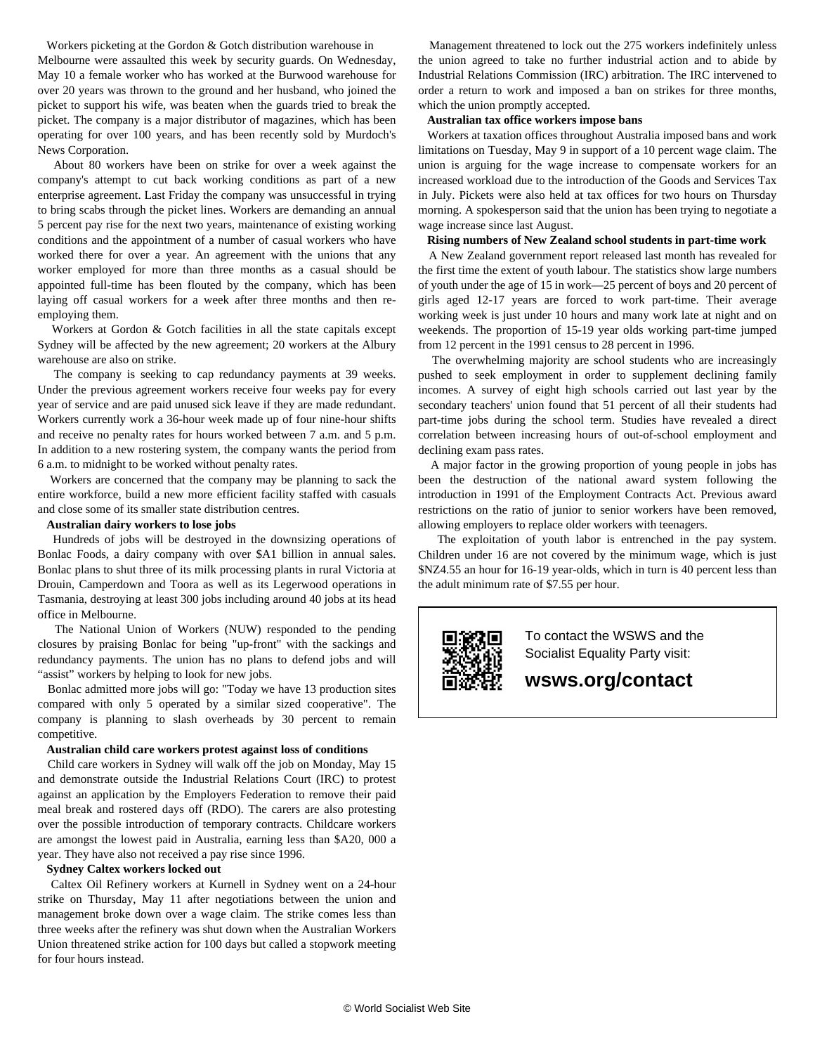Workers picketing at the Gordon & Gotch distribution warehouse in Melbourne were assaulted this week by security guards. On Wednesday, May 10 a female worker who has worked at the Burwood warehouse for over 20 years was thrown to the ground and her husband, who joined the picket to support his wife, was beaten when the guards tried to break the picket. The company is a major distributor of magazines, which has been operating for over 100 years, and has been recently sold by Murdoch's News Corporation.

About 80 workers have been on strike for over a week against the company's attempt to cut back working conditions as part of a new enterprise agreement. Last Friday the company was unsuccessful in trying to bring scabs through the picket lines. Workers are demanding an annual 5 percent pay rise for the next two years, maintenance of existing working conditions and the appointment of a number of casual workers who have worked there for over a year. An agreement with the unions that any worker employed for more than three months as a casual should be appointed full-time has been flouted by the company, which has been laying off casual workers for a week after three months and then re-employing them.

Workers at Gordon & Gotch facilities in all the state capitals except Sydney will be affected by the new agreement; 20 workers at the Albury warehouse are also on strike.

The company is seeking to cap redundancy payments at 39 weeks. Under the previous agreement workers receive four weeks pay for every year of service and are paid unused sick leave if they are made redundant. Workers currently work a 36-hour week made up of four nine-hour shifts and receive no penalty rates for hours worked between 7 a.m. and 5 p.m. In addition to a new rostering system, the company wants the period from 6 a.m. to midnight to be worked without penalty rates.

Workers are concerned that the company may be planning to sack the entire workforce, build a new more efficient facility staffed with casuals and close some of its smaller state distribution centres.

**Australian dairy workers to lose jobs**

Hundreds of jobs will be destroyed in the downsizing operations of Bonlac Foods, a dairy company with over $A1 billion in annual sales. Bonlac plans to shut three of its milk processing plants in rural Victoria at Drouin, Camperdown and Toora as well as its Legerwood operations in Tasmania, destroying at least 300 jobs including around 40 jobs at its head office in Melbourne.

The National Union of Workers (NUW) responded to the pending closures by praising Bonlac for being "up-front" with the sackings and redundancy payments. The union has no plans to defend jobs and will “assist” workers by helping to look for new jobs.

Bonlac admitted more jobs will go: "Today we have 13 production sites compared with only 5 operated by a similar sized cooperative". The company is planning to slash overheads by 30 percent to remain competitive.

**Australian child care workers protest against loss of conditions**

Child care workers in Sydney will walk off the job on Monday, May 15 and demonstrate outside the Industrial Relations Court (IRC) to protest against an application by the Employers Federation to remove their paid meal break and rostered days off (RDO). The carers are also protesting over the possible introduction of temporary contracts. Childcare workers are amongst the lowest paid in Australia, earning less than $A20, 000 a year. They have also not received a pay rise since 1996.

**Sydney Caltex workers locked out**

Caltex Oil Refinery workers at Kurnell in Sydney went on a 24-hour strike on Thursday, May 11 after negotiations between the union and management broke down over a wage claim. The strike comes less than three weeks after the refinery was shut down when the Australian Workers Union threatened strike action for 100 days but called a stopwork meeting for four hours instead.

Management threatened to lock out the 275 workers indefinitely unless the union agreed to take no further industrial action and to abide by Industrial Relations Commission (IRC) arbitration. The IRC intervened to order a return to work and imposed a ban on strikes for three months, which the union promptly accepted.

**Australian tax office workers impose bans**

Workers at taxation offices throughout Australia imposed bans and work limitations on Tuesday, May 9 in support of a 10 percent wage claim. The union is arguing for the wage increase to compensate workers for an increased workload due to the introduction of the Goods and Services Tax in July. Pickets were also held at tax offices for two hours on Thursday morning. A spokesperson said that the union has been trying to negotiate a wage increase since last August.

**Rising numbers of New Zealand school students in part-time work**

A New Zealand government report released last month has revealed for the first time the extent of youth labour. The statistics show large numbers of youth under the age of 15 in work—25 percent of boys and 20 percent of girls aged 12-17 years are forced to work part-time. Their average working week is just under 10 hours and many work late at night and on weekends. The proportion of 15-19 year olds working part-time jumped from 12 percent in the 1991 census to 28 percent in 1996.

The overwhelming majority are school students who are increasingly pushed to seek employment in order to supplement declining family incomes. A survey of eight high schools carried out last year by the secondary teachers' union found that 51 percent of all their students had part-time jobs during the school term. Studies have revealed a direct correlation between increasing hours of out-of-school employment and declining exam pass rates.

A major factor in the growing proportion of young people in jobs has been the destruction of the national award system following the introduction in 1991 of the Employment Contracts Act. Previous award restrictions on the ratio of junior to senior workers have been removed, allowing employers to replace older workers with teenagers.

The exploitation of youth labor is entrenched in the pay system. Children under 16 are not covered by the minimum wage, which is just $NZ4.55 an hour for 16-19 year-olds, which in turn is 40 percent less than the adult minimum rate of $7.55 per hour.

To contact the WSWS and the Socialist Equality Party visit:

**wsws.org/contact**